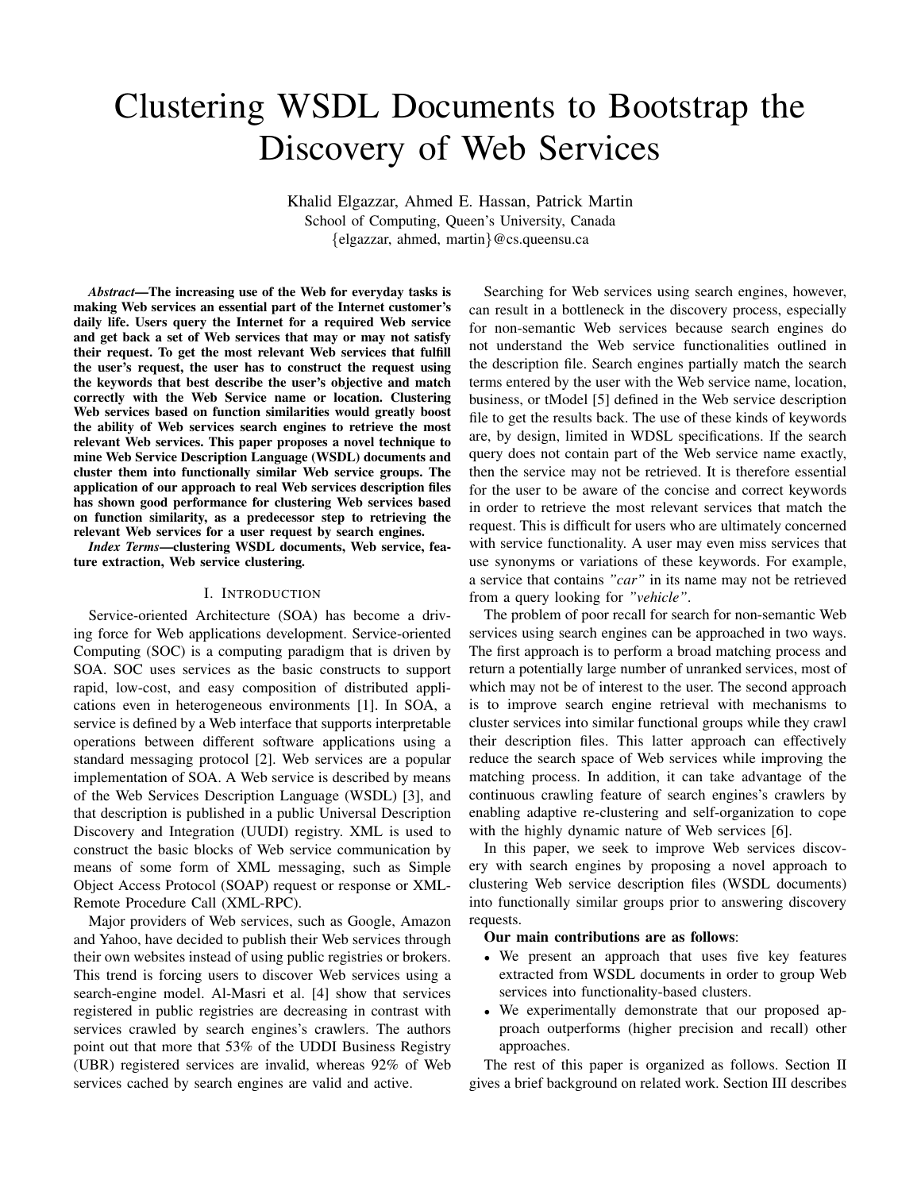# Clustering WSDL Documents to Bootstrap the Discovery of Web Services

Khalid Elgazzar, Ahmed E. Hassan, Patrick Martin
School of Computing, Queen's University, Canada
{elgazzar, ahmed, martin}@cs.queensu.ca

***Abstract*—The increasing use of the Web for everyday tasks is making Web services an essential part of the Internet customer's daily life. Users query the Internet for a required Web service and get back a set of Web services that may or may not satisfy their request. To get the most relevant Web services that fulfill the user's request, the user has to construct the request using the keywords that best describe the user's objective and match correctly with the Web Service name or location. Clustering Web services based on function similarities would greatly boost the ability of Web services search engines to retrieve the most relevant Web services. This paper proposes a novel technique to mine Web Service Description Language (WSDL) documents and cluster them into functionally similar Web service groups. The application of our approach to real Web services description files has shown good performance for clustering Web services based on function similarity, as a predecessor step to retrieving the relevant Web services for a user request by search engines.**

***Index Terms*—clustering WSDL documents, Web service, feature extraction, Web service clustering.**

## I. Introduction

Service-oriented Architecture (SOA) has become a driving force for Web applications development. Service-oriented Computing (SOC) is a computing paradigm that is driven by SOA. SOC uses services as the basic constructs to support rapid, low-cost, and easy composition of distributed applications even in heterogeneous environments [1]. In SOA, a service is defined by a Web interface that supports interpretable operations between different software applications using a standard messaging protocol [2]. Web services are a popular implementation of SOA. A Web service is described by means of the Web Services Description Language (WSDL) [3], and that description is published in a public Universal Description Discovery and Integration (UUDI) registry. XML is used to construct the basic blocks of Web service communication by means of some form of XML messaging, such as Simple Object Access Protocol (SOAP) request or response or XML-Remote Procedure Call (XML-RPC).

Major providers of Web services, such as Google, Amazon and Yahoo, have decided to publish their Web services through their own websites instead of using public registries or brokers. This trend is forcing users to discover Web services using a search-engine model. Al-Masri et al. [4] show that services registered in public registries are decreasing in contrast with services crawled by search engines's crawlers. The authors point out that more that 53% of the UDDI Business Registry (UBR) registered services are invalid, whereas 92% of Web services cached by search engines are valid and active.

Searching for Web services using search engines, however, can result in a bottleneck in the discovery process, especially for non-semantic Web services because search engines do not understand the Web service functionalities outlined in the description file. Search engines partially match the search terms entered by the user with the Web service name, location, business, or tModel [5] defined in the Web service description file to get the results back. The use of these kinds of keywords are, by design, limited in WDSL specifications. If the search query does not contain part of the Web service name exactly, then the service may not be retrieved. It is therefore essential for the user to be aware of the concise and correct keywords in order to retrieve the most relevant services that match the request. This is difficult for users who are ultimately concerned with service functionality. A user may even miss services that use synonyms or variations of these keywords. For example, a service that contains *"car"* in its name may not be retrieved from a query looking for *"vehicle"*.

The problem of poor recall for search for non-semantic Web services using search engines can be approached in two ways. The first approach is to perform a broad matching process and return a potentially large number of unranked services, most of which may not be of interest to the user. The second approach is to improve search engine retrieval with mechanisms to cluster services into similar functional groups while they crawl their description files. This latter approach can effectively reduce the search space of Web services while improving the matching process. In addition, it can take advantage of the continuous crawling feature of search engines's crawlers by enabling adaptive re-clustering and self-organization to cope with the highly dynamic nature of Web services [6].

In this paper, we seek to improve Web services discovery with search engines by proposing a novel approach to clustering Web service description files (WSDL documents) into functionally similar groups prior to answering discovery requests.

**Our main contributions are as follows**:

- We present an approach that uses five key features extracted from WSDL documents in order to group Web services into functionality-based clusters.
- We experimentally demonstrate that our proposed approach outperforms (higher precision and recall) other approaches.

The rest of this paper is organized as follows. Section II gives a brief background on related work. Section III describes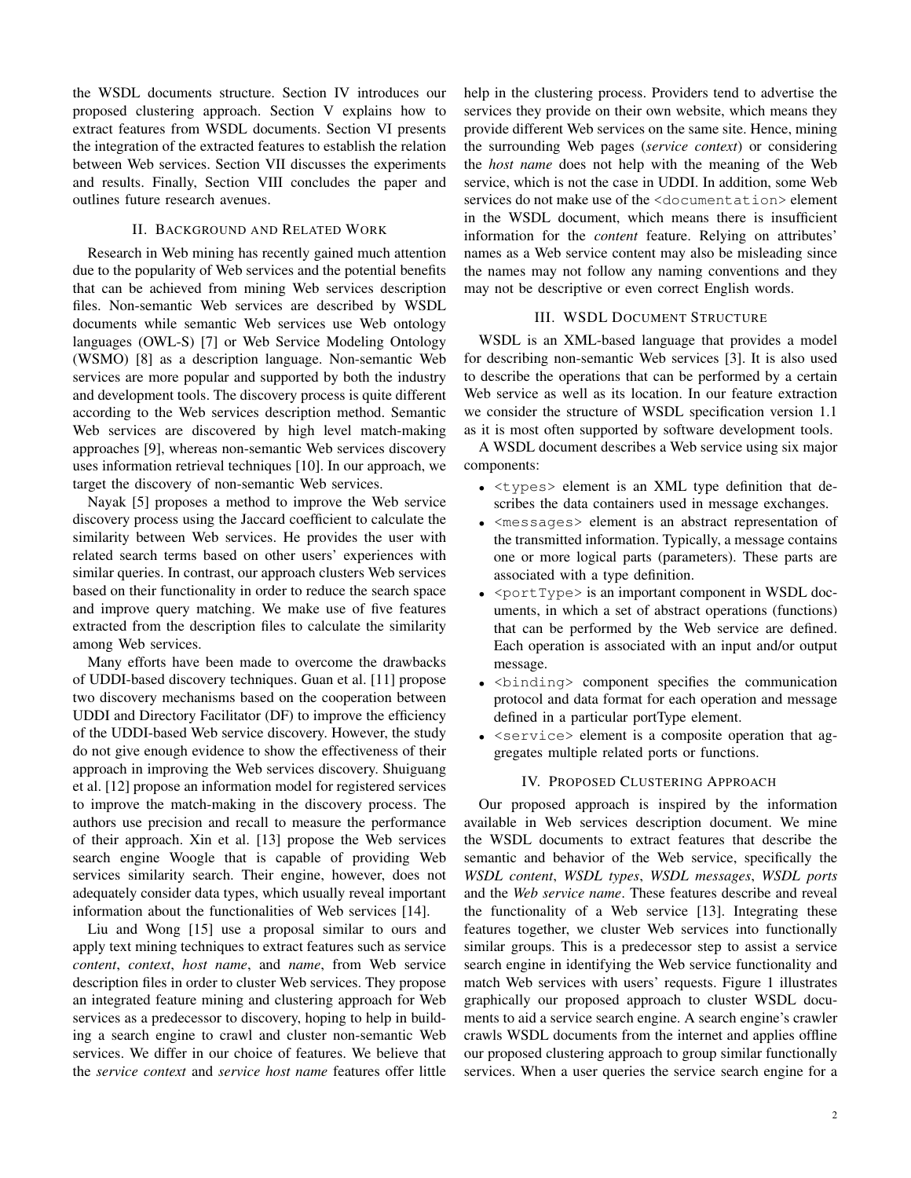the WSDL documents structure. Section IV introduces our proposed clustering approach. Section V explains how to extract features from WSDL documents. Section VI presents the integration of the extracted features to establish the relation between Web services. Section VII discusses the experiments and results. Finally, Section VIII concludes the paper and outlines future research avenues.

## II. Background and Related Work

Research in Web mining has recently gained much attention due to the popularity of Web services and the potential benefits that can be achieved from mining Web services description files. Non-semantic Web services are described by WSDL documents while semantic Web services use Web ontology languages (OWL-S) [7] or Web Service Modeling Ontology (WSMO) [8] as a description language. Non-semantic Web services are more popular and supported by both the industry and development tools. The discovery process is quite different according to the Web services description method. Semantic Web services are discovered by high level match-making approaches [9], whereas non-semantic Web services discovery uses information retrieval techniques [10]. In our approach, we target the discovery of non-semantic Web services.

Nayak [5] proposes a method to improve the Web service discovery process using the Jaccard coefficient to calculate the similarity between Web services. He provides the user with related search terms based on other users' experiences with similar queries. In contrast, our approach clusters Web services based on their functionality in order to reduce the search space and improve query matching. We make use of five features extracted from the description files to calculate the similarity among Web services.

Many efforts have been made to overcome the drawbacks of UDDI-based discovery techniques. Guan et al. [11] propose two discovery mechanisms based on the cooperation between UDDI and Directory Facilitator (DF) to improve the efficiency of the UDDI-based Web service discovery. However, the study do not give enough evidence to show the effectiveness of their approach in improving the Web services discovery. Shuiguang et al. [12] propose an information model for registered services to improve the match-making in the discovery process. The authors use precision and recall to measure the performance of their approach. Xin et al. [13] propose the Web services search engine Woogle that is capable of providing Web services similarity search. Their engine, however, does not adequately consider data types, which usually reveal important information about the functionalities of Web services [14].

Liu and Wong [15] use a proposal similar to ours and apply text mining techniques to extract features such as service *content*, *context*, *host name*, and *name*, from Web service description files in order to cluster Web services. They propose an integrated feature mining and clustering approach for Web services as a predecessor to discovery, hoping to help in building a search engine to crawl and cluster non-semantic Web services. We differ in our choice of features. We believe that the *service context* and *service host name* features offer little help in the clustering process. Providers tend to advertise the services they provide on their own website, which means they provide different Web services on the same site. Hence, mining the surrounding Web pages (*service context*) or considering the *host name* does not help with the meaning of the Web service, which is not the case in UDDI. In addition, some Web services do not make use of the `<documentation>` element in the WSDL document, which means there is insufficient information for the *content* feature. Relying on attributes' names as a Web service content may also be misleading since the names may not follow any naming conventions and they may not be descriptive or even correct English words.

## III. WSDL Document Structure

WSDL is an XML-based language that provides a model for describing non-semantic Web services [3]. It is also used to describe the operations that can be performed by a certain Web service as well as its location. In our feature extraction we consider the structure of WSDL specification version 1.1 as it is most often supported by software development tools.

A WSDL document describes a Web service using six major components:

- `<types>` element is an XML type definition that describes the data containers used in message exchanges.
- `<messages>` element is an abstract representation of the transmitted information. Typically, a message contains one or more logical parts (parameters). These parts are associated with a type definition.
- `<portType>` is an important component in WSDL documents, in which a set of abstract operations (functions) that can be performed by the Web service are defined. Each operation is associated with an input and/or output message.
- `<binding>` component specifies the communication protocol and data format for each operation and message defined in a particular portType element.
- `<service>` element is a composite operation that aggregates multiple related ports or functions.

## IV. Proposed Clustering Approach

Our proposed approach is inspired by the information available in Web services description document. We mine the WSDL documents to extract features that describe the semantic and behavior of the Web service, specifically the *WSDL content*, *WSDL types*, *WSDL messages*, *WSDL ports* and the *Web service name*. These features describe and reveal the functionality of a Web service [13]. Integrating these features together, we cluster Web services into functionally similar groups. This is a predecessor step to assist a service search engine in identifying the Web service functionality and match Web services with users' requests. Figure 1 illustrates graphically our proposed approach to cluster WSDL documents to aid a service search engine. A search engine's crawler crawls WSDL documents from the internet and applies offline our proposed clustering approach to group similar functionally services. When a user queries the service search engine for a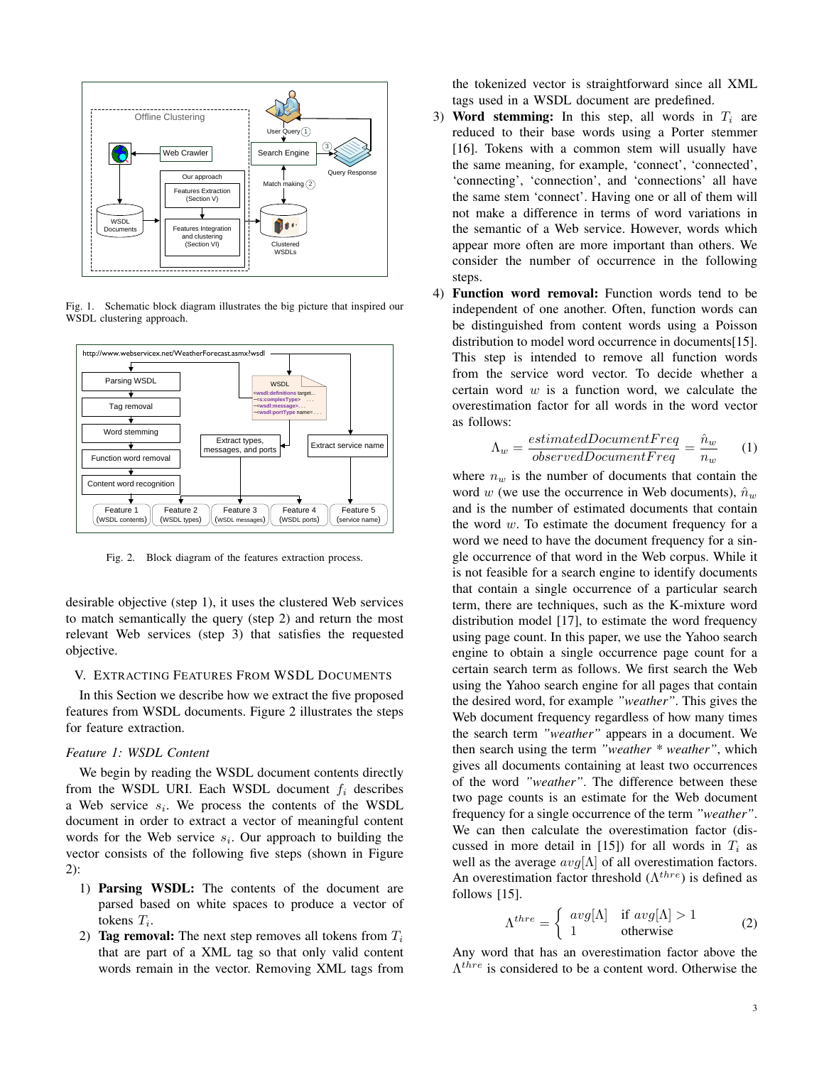Fig. 1. Schematic block diagram illustrates the big picture that inspired our WSDL clustering approach.

Fig. 2. Block diagram of the features extraction process.

desirable objective (step 1), it uses the clustered Web services to match semantically the query (step 2) and return the most relevant Web services (step 3) that satisfies the requested objective.

## V. Extracting Features From WSDL Documents

In this Section we describe how we extract the five proposed features from WSDL documents. Figure 2 illustrates the steps for feature extraction.

### *Feature 1: WSDL Content*

We begin by reading the WSDL document contents directly from the WSDL URI. Each WSDL document $f_i$ describes a Web service $s_i$. We process the contents of the WSDL document in order to extract a vector of meaningful content words for the Web service $s_i$. Our approach to building the vector consists of the following five steps (shown in Figure 2):

1) **Parsing WSDL:** The contents of the document are parsed based on white spaces to produce a vector of tokens $T_i$.
2) **Tag removal:** The next step removes all tokens from $T_i$ that are part of a XML tag so that only valid content words remain in the vector. Removing XML tags from the tokenized vector is straightforward since all XML tags used in a WSDL document are predefined.
3) **Word stemming:** In this step, all words in $T_i$ are reduced to their base words using a Porter stemmer [16]. Tokens with a common stem will usually have the same meaning, for example, 'connect', 'connected', 'connecting', 'connection', and 'connections' all have the same stem 'connect'. Having one or all of them will not make a difference in terms of word variations in the semantic of a Web service. However, words which appear more often are more important than others. We consider the number of occurrence in the following steps.
4) **Function word removal:** Function words tend to be independent of one another. Often, function words can be distinguished from content words using a Poisson distribution to model word occurrence in documents[15]. This step is intended to remove all function words from the service word vector. To decide whether a certain word $w$ is a function word, we calculate the overestimation factor for all words in the word vector as follows:

$$\Lambda_w = \frac{estimatedDocumentFreq}{observedDocumentFreq} = \frac{\hat{n}_w}{n_w} \quad (1)$$

where $n_w$ is the number of documents that contain the word $w$ (we use the occurrence in Web documents), $\hat{n}_w$ and is the number of estimated documents that contain the word $w$. To estimate the document frequency for a word we need to have the document frequency for a single occurrence of that word in the Web corpus. While it is not feasible for a search engine to identify documents that contain a single occurrence of a particular search term, there are techniques, such as the K-mixture word distribution model [17], to estimate the word frequency using page count. In this paper, we use the Yahoo search engine to obtain a single occurrence page count for a certain search term as follows. We first search the Web using the Yahoo search engine for all pages that contain the desired word, for example *"weather"*. This gives the Web document frequency regardless of how many times the search term *"weather"* appears in a document. We then search using the term *"weather * weather"*, which gives all documents containing at least two occurrences of the word *"weather"*. The difference between these two page counts is an estimate for the Web document frequency for a single occurrence of the term *"weather"*. We can then calculate the overestimation factor (discussed in more detail in [15]) for all words in $T_i$ as well as the average $avg[\Lambda]$ of all overestimation factors. An overestimation factor threshold ($\Lambda^{thre}$) is defined as follows [15].

$$\Lambda^{thre} = \begin{cases} avg[\Lambda] & \text{if } avg[\Lambda] > 1 \\ 1 & \text{otherwise} \end{cases} \quad (2)$$

Any word that has an overestimation factor above the $\Lambda^{thre}$ is considered to be a content word. Otherwise the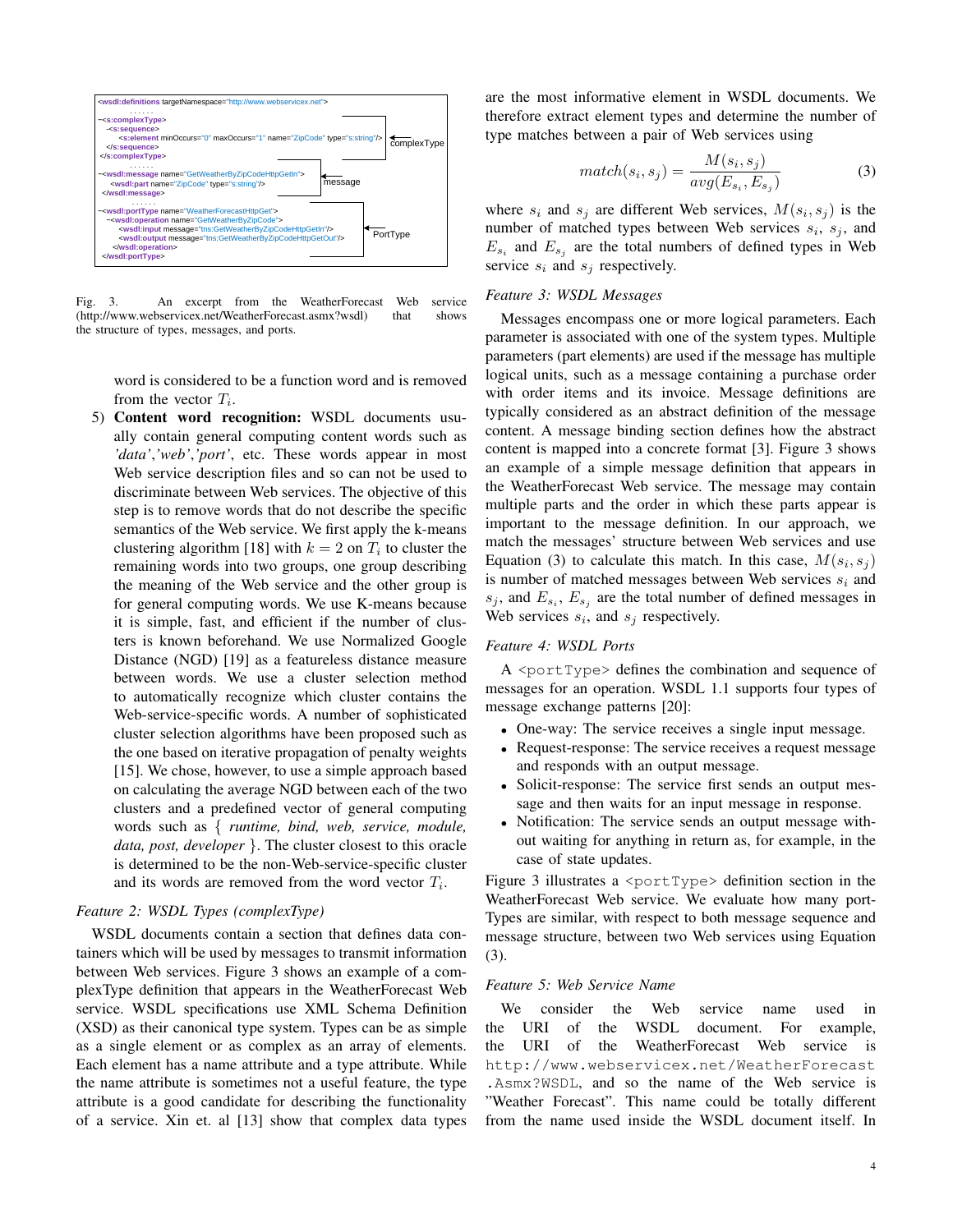```
<wsdl:definitions targetNamespace="http://www.webservicex.net">
  ......
  <s:complexType>
    <s:sequence>
      <s:element minOccurs="0" maxOccurs="1" name="ZipCode" type="s:string"/>
    </s:sequence>
  </s:complexType>
  ......
  <wsdl:message name="GetWeatherByZipCodeHttpGetIn">
    <wsdl:part name="ZipCode" type="s:string"/>
  </wsdl:message>
  ......
  <wsdl:portType name="WeatherForecastHttpGet">
    <wsdl:operation name="GetWeatherByZipCode">
      <wsdl:input message="tns:GetWeatherByZipCodeHttpGetIn"/>
      <wsdl:output message="tns:GetWeatherByZipCodeHttpGetOut"/>
    </wsdl:operation>
  </wsdl:portType>
```

complexType — message — PortType

Fig. 3. An excerpt from the WeatherForecast Web service (http://www.webservicex.net/WeatherForecast.asmx?wsdl) that shows the structure of types, messages, and ports.

word is considered to be a function word and is removed from the vector $T_i$.

5) **Content word recognition:** WSDL documents usually contain general computing content words such as *'data','web','port'*, etc. These words appear in most Web service description files and so can not be used to discriminate between Web services. The objective of this step is to remove words that do not describe the specific semantics of the Web service. We first apply the k-means clustering algorithm [18] with $k = 2$ on $T_i$ to cluster the remaining words into two groups, one group describing the meaning of the Web service and the other group is for general computing words. We use K-means because it is simple, fast, and efficient if the number of clusters is known beforehand. We use Normalized Google Distance (NGD) [19] as a featureless distance measure between words. We use a cluster selection method to automatically recognize which cluster contains the Web-service-specific words. A number of sophisticated cluster selection algorithms have been proposed such as the one based on iterative propagation of penalty weights [15]. We chose, however, to use a simple approach based on calculating the average NGD between each of the two clusters and a predefined vector of general computing words such as { *runtime, bind, web, service, module, data, post, developer* }. The cluster closest to this oracle is determined to be the non-Web-service-specific cluster and its words are removed from the word vector $T_i$.

*Feature 2: WSDL Types (complexType)*

WSDL documents contain a section that defines data containers which will be used by messages to transmit information between Web services. Figure 3 shows an example of a complexType definition that appears in the WeatherForecast Web service. WSDL specifications use XML Schema Definition (XSD) as their canonical type system. Types can be as simple as a single element or as complex as an array of elements. Each element has a name attribute and a type attribute. While the name attribute is sometimes not a useful feature, the type attribute is a good candidate for describing the functionality of a service. Xin et. al [13] show that complex data types are the most informative element in WSDL documents. We therefore extract element types and determine the number of type matches between a pair of Web services using

$$match(s_i, s_j) = \frac{M(s_i, s_j)}{avg(E_{s_i}, E_{s_j})} \tag{3}$$

where $s_i$ and $s_j$ are different Web services, $M(s_i, s_j)$ is the number of matched types between Web services $s_i$, $s_j$, and $E_{s_i}$ and $E_{s_j}$ are the total numbers of defined types in Web service $s_i$ and $s_j$ respectively.

*Feature 3: WSDL Messages*

Messages encompass one or more logical parameters. Each parameter is associated with one of the system types. Multiple parameters (part elements) are used if the message has multiple logical units, such as a message containing a purchase order with order items and its invoice. Message definitions are typically considered as an abstract definition of the message content. A message binding section defines how the abstract content is mapped into a concrete format [3]. Figure 3 shows an example of a simple message definition that appears in the WeatherForecast Web service. The message may contain multiple parts and the order in which these parts appear is important to the message definition. In our approach, we match the messages' structure between Web services and use Equation (3) to calculate this match. In this case, $M(s_i, s_j)$ is number of matched messages between Web services $s_i$ and $s_j$, and $E_{s_i}$, $E_{s_j}$ are the total number of defined messages in Web services $s_i$, and $s_j$ respectively.

*Feature 4: WSDL Ports*

A `<portType>` defines the combination and sequence of messages for an operation. WSDL 1.1 supports four types of message exchange patterns [20]:

- One-way: The service receives a single input message.
- Request-response: The service receives a request message and responds with an output message.
- Solicit-response: The service first sends an output message and then waits for an input message in response.
- Notification: The service sends an output message without waiting for anything in return as, for example, in the case of state updates.

Figure 3 illustrates a `<portType>` definition section in the WeatherForecast Web service. We evaluate how many portTypes are similar, with respect to both message sequence and message structure, between two Web services using Equation (3).

*Feature 5: Web Service Name*

We consider the Web service name used in the URI of the WSDL document. For example, the URI of the WeatherForecast Web service is `http://www.webservicex.net/WeatherForecast.Asmx?WSDL`, and so the name of the Web service is "Weather Forecast". This name could be totally different from the name used inside the WSDL document itself. In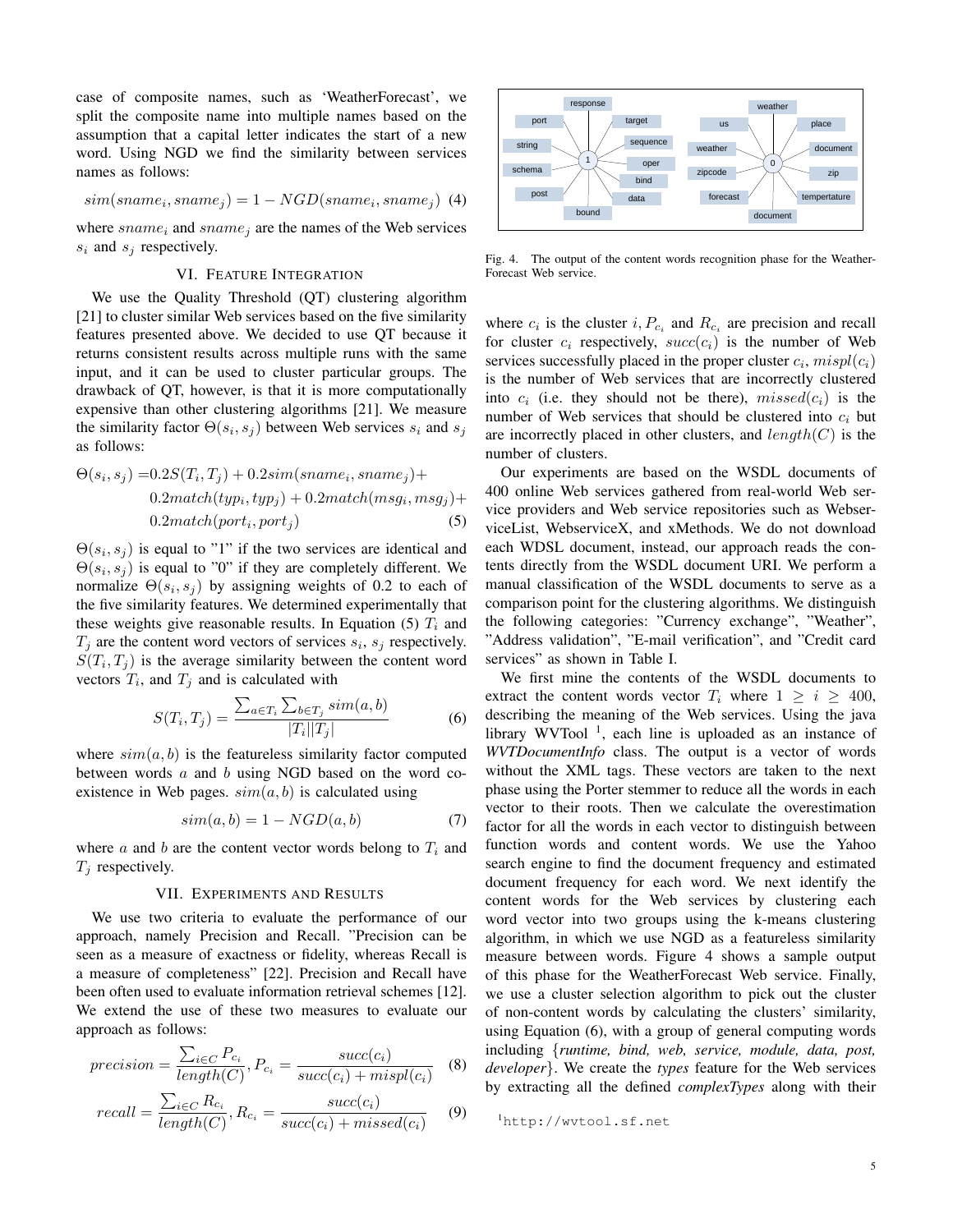case of composite names, such as 'WeatherForecast', we split the composite name into multiple names based on the assumption that a capital letter indicates the start of a new word. Using NGD we find the similarity between services names as follows:

$$sim(sname_i, sname_j) = 1 - NGD(sname_i, sname_j) \quad (4)$$

where $sname_i$ and $sname_j$ are the names of the Web services $s_i$ and $s_j$ respectively.

## VI. Feature Integration

We use the Quality Threshold (QT) clustering algorithm [21] to cluster similar Web services based on the five similarity features presented above. We decided to use QT because it returns consistent results across multiple runs with the same input, and it can be used to cluster particular groups. The drawback of QT, however, is that it is more computationally expensive than other clustering algorithms [21]. We measure the similarity factor $\Theta(s_i, s_j)$ between Web services $s_i$ and $s_j$ as follows:

$$\begin{aligned}\Theta(s_i, s_j) =& 0.2S(T_i, T_j) + 0.2sim(sname_i, sname_j) + \\ & 0.2match(typ_i, typ_j) + 0.2match(msg_i, msg_j) + \\ & 0.2match(port_i, port_j) \end{aligned} \quad (5)$$

$\Theta(s_i, s_j)$ is equal to "1" if the two services are identical and $\Theta(s_i, s_j)$ is equal to "0" if they are completely different. We normalize $\Theta(s_i, s_j)$ by assigning weights of 0.2 to each of the five similarity features. We determined experimentally that these weights give reasonable results. In Equation (5) $T_i$ and $T_j$ are the content word vectors of services $s_i$, $s_j$ respectively. $S(T_i, T_j)$ is the average similarity between the content word vectors $T_i$, and $T_j$ and is calculated with

$$S(T_i, T_j) = \frac{\sum_{a \in T_i} \sum_{b \in T_j} sim(a, b)}{|T_i||T_j|} \quad (6)$$

where $sim(a, b)$ is the featureless similarity factor computed between words $a$ and $b$ using NGD based on the word co-existence in Web pages. $sim(a, b)$ is calculated using

$$sim(a, b) = 1 - NGD(a, b) \quad (7)$$

where $a$ and $b$ are the content vector words belong to $T_i$ and $T_j$ respectively.

## VII. Experiments and Results

We use two criteria to evaluate the performance of our approach, namely Precision and Recall. "Precision can be seen as a measure of exactness or fidelity, whereas Recall is a measure of completeness" [22]. Precision and Recall have been often used to evaluate information retrieval schemes [12]. We extend the use of these two measures to evaluate our approach as follows:

$$precision = \frac{\sum_{i \in C} P_{c_i}}{length(C)}, P_{c_i} = \frac{succ(c_i)}{succ(c_i) + mispl(c_i)} \quad (8)$$

$$recall = \frac{\sum_{i \in C} R_{c_i}}{length(C)}, R_{c_i} = \frac{succ(c_i)}{succ(c_i) + missed(c_i)} \quad (9)$$

Fig. 4. The output of the content words recognition phase for the Weather-Forecast Web service.

where $c_i$ is the cluster $i$, $P_{c_i}$ and $R_{c_i}$ are precision and recall for cluster $c_i$ respectively, $succ(c_i)$ is the number of Web services successfully placed in the proper cluster $c_i$, $mispl(c_i)$ is the number of Web services that are incorrectly clustered into $c_i$ (i.e. they should not be there), $missed(c_i)$ is the number of Web services that should be clustered into $c_i$ but are incorrectly placed in other clusters, and $length(C)$ is the number of clusters.

Our experiments are based on the WSDL documents of 400 online Web services gathered from real-world Web service providers and Web service repositories such as WebserviceList, WebserviceX, and xMethods. We do not download each WDSL document, instead, our approach reads the contents directly from the WSDL document URI. We perform a manual classification of the WSDL documents to serve as a comparison point for the clustering algorithms. We distinguish the following categories: "Currency exchange", "Weather", "Address validation", "E-mail verification", and "Credit card services" as shown in Table I.

We first mine the contents of the WSDL documents to extract the content words vector $T_i$ where $1 \geq i \geq 400$, describing the meaning of the Web services. Using the java library WVTool [1], each line is uploaded as an instance of *WVTDocumentInfo* class. The output is a vector of words without the XML tags. These vectors are taken to the next phase using the Porter stemmer to reduce all the words in each vector to their roots. Then we calculate the overestimation factor for all the words in each vector to distinguish between function words and content words. We use the Yahoo search engine to find the document frequency and estimated document frequency for each word. We next identify the content words for the Web services by clustering each word vector into two groups using the k-means clustering algorithm, in which we use NGD as a featureless similarity measure between words. Figure 4 shows a sample output of this phase for the WeatherForecast Web service. Finally, we use a cluster selection algorithm to pick out the cluster of non-content words by calculating the clusters' similarity, using Equation (6), with a group of general computing words including {*runtime, bind, web, service, module, data, post, developer*}. We create the *types* feature for the Web services by extracting all the defined *complexTypes* along with their

[1] http://wvtool.sf.net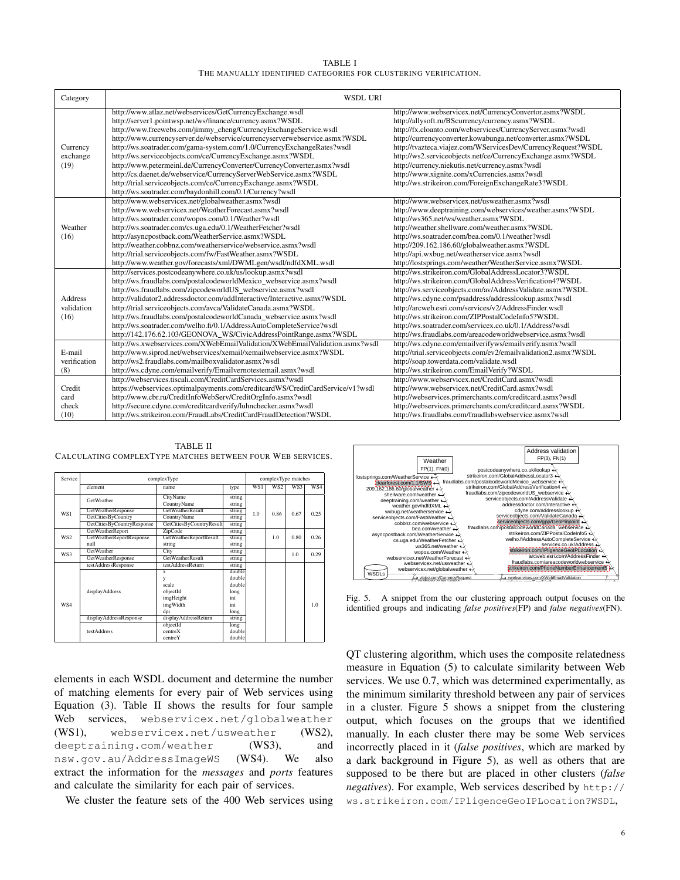TABLE I
THE MANUALLY IDENTIFIED CATEGORIES FOR CLUSTERING VERIFICATION.

| Category | WSDL URI | |
|---|---|---|
| Currency exchange (19) | http://www.atlaz.net/webservices/GetCurrencyExchange.wsdl<br>http://server1.pointwsp.net/ws/finance/currency.asmx?WSDL<br>http://www.freewebs.com/jimmy_cheng/CurrencyExchangeService.wsdl<br>http://www.currencyserver.de/webservice/currencyserverwebservice.asmx?WSDL<br>http://ws.soatrader.com/gama-system.com/1.0/CurrencyExchangeRates?wsdl<br>http://ws.serviceobjects.com/ce/CurrencyExchange.asmx?WSDL<br>http://www.petermeinl.de/CurrencyConverter/CurrencyConverter.asmx?wsdl<br>http://cs.daenet.de/webservice/CurrencyServerWebService.asmx?WSDL<br>http://trial.serviceobjects.com/ce/CurrencyExchange.asmx?WSDL<br>http://ws.soatrader.com/baydonhill.com/0.1/Currency?wsdl | http://www.webservicex.net/CurrencyConvertor.asmx?WSDL<br>http://allysoft.ru/BScurrency/currency.asmx?WSDL<br>http://fx.cloanto.com/webservices/CurrencyServer.asmx?wsdl<br>http://currencyconverter.kowabunga.net/converter.asmx?WSDL<br>http://tvazteca.viajez.com/WServicesDev/CurrencyRequest?WSDL<br>http://ws2.serviceobjects.net/ce/CurrencyExchange.asmx?WSDL<br>http://currency.niekutis.net/currency.asmx?wsdl<br>http://www.xignite.com/xCurrencies.asmx?wsdl<br>http://ws.strikeiron.com/ForeignExchangeRate3?WSDL |
| Weather (16) | http://www.webservicex.net/globalweather.asmx?wsdl<br>http://www.webservicex.net/WeatherForecast.asmx?wsdl<br>http://ws.soatrader.com/wopos.com/0.1/Weather?wsdl<br>http://ws.soatrader.com/cs.uga.edu/0.1/WeatherFetcher?wsdl<br>http://asyncpostback.com/WeatherService.asmx?WSDL<br>http://weather.cobbnz.com/weatherservice/webservice.asmx?wsdl<br>http://trial.serviceobjects.com/fw/FastWeather.asmx?WSDL<br>http://www.weather.gov/forecasts/xml/DWMLgen/wsdl/ndfdXML.wsdl | http://www.webservicex.net/usweather.asmx?wsdl<br>http://www.deeptraining.com/webservices/weather.asmx?WSDL<br>http://ws365.net/ws/weather.asmx?WSDL<br>http://weather.shellware.com/weather.asmx?WSDL<br>http://ws.soatrader.com/bea.com/0.1/weather?wsdl<br>http://209.162.186.60/globalweather.asmx?WSDL<br>http://api.wxbug.net/weatherservice.asmx?wsdl<br>http://lostsprings.com/weather/WeatherService.asmx?WSDL |
| Address validation (16) | http://services.postcodeanywhere.co.uk/us/lookup.asmx?wsdl<br>http://ws.fraudlabs.com/postalcodeworldMexico_webservice.asmx?wsdl<br>http://ws.fraudlabs.com/zipcodeworldUS_webservice.asmx?wsdl<br>http://validator2.addressdoctor.com/addInteractive/Interactive.asmx?WSDL<br>http://trial.serviceobjects.com/avca/ValidateCanada.asmx?WSDL<br>http://ws.fraudlabs.com/postalcodeworldCanada_webservice.asmx?wsdl<br>http://ws.soatrader.com/welho.fi/0.1/AddressAutoCompleteService?wsdl<br>http://142.176.62.103/GEONOVA_WS/CivicAddressPointRange.asmx?WSDL | http://ws.strikeiron.com/GlobalAddressLocator3?WSDL<br>http://ws.strikeiron.com/GlobalAddressVerification4?WSDL<br>http://ws.serviceobjects.com/av/AddressValidate.asmx?WSDL<br>http://ws.cdyne.com/psaddress/addresslookup.asmx?wsdl<br>http://arcweb.esri.com/services/v2/AddressFinder.wsdl<br>http://ws.strikeiron.com/ZIPPostalCodeInfo5?WSDL<br>http://ws.soatrader.com/servicex.co.uk/0.1/Address?wsdl<br>http://ws.fraudlabs.com/areacodeworldwebservice.asmx?wsdl |
| E-mail verification (8) | http://ws.xwebservices.com/XWebEmailValidation/XWebEmailValidation.asmx?wsdl<br>http://www.siprod.net/webservices/xemail/xemailwebservice.asmx?WSDL<br>http://ws2.fraudlabs.com/mailboxvalidator.asmx?wsdl<br>http://ws.cdyne.com/emailverify/Emailvernotestemail.asmx?wsdl | http://ws.cdyne.com/emailverifyws/emailverify.asmx?wsdl<br>http://trial.serviceobjects.com/ev2/emailvalidation2.asmx?WSDL<br>http://soap.towerdata.com/validate.wsdl<br>http://ws.strikeiron.com/EmailVerify?WSDL |
| Credit card check (10) | http://webservices.tiscali.com/CreditCardServices.asmx?wsdl<br>https://webservices.optimalpayments.com/creditcardWS/CreditCardService/v1?wsdl<br>http://www.cbr.ru/CreditInfoWebServ/CreditOrgInfo.asmx?wsdl<br>http://secure.cdyne.com/creditcardverify/luhnchecker.asmx?wsdl<br>http://ws.strikeiron.com/FraudLabs/CreditCardFraudDetection?WSDL | http://www.webservicex.net/CreditCard.asmx?wsdl<br>http://www.webservicex.net/CreditCard.asmx?wsdl<br>http://webservices.primerchants.com/creditcard.asmx?wsdl<br>http://webservices.primerchants.com/creditcard.asmx?WSDL<br>http://ws.fraudlabs.com/fraudlabswebservice.asmx?wsdl |

TABLE II
CALCULATING COMPLEXTYPE MATCHES BETWEEN FOUR WEB SERVICES.

| Service | complexType | | | complexType matches | | | |
|---|---|---|---|---|---|---|---|
| | element | name | type | WS1 | WS2 | WS3 | WS4 |
| WS1 | GetWeather | CityName<br>CountryName | string<br>string | 1.0 | 0.86 | 0.67 | 0.25 |
| | GetWeatherResponse | GetWeatherResult | string | | | | |
| | GetCitiesByCountry | CountryName | string | | | | |
| | GetCitiesByCountryResponse | GetCitiesByCountryResult | string | | | | |
| WS2 | GetWeatherReport | ZipCode | string | | 1.0 | 0.80 | 0.26 |
| | GetWeatherReportResponse<br>null | GetWeatherReportResult<br>string | string<br>string | | | | |
| WS3 | GetWeather | City | string | | | 1.0 | 0.29 |
| | GetWeatherResponse | GetWeatherResult | string | | | | |
| WS4 | testAddressResponse | testAddressReturn | string | | | | 1.0 |
| | displayAddress | x<br>y<br>scale<br>objectId<br>imgHeight<br>imgWidth<br>dpi | double<br>double<br>double<br>long<br>int<br>int<br>long | | | | |
| | displayAddressResponse | displayAddressReturn | string | | | | |
| | testAddress | objectId<br>centreX<br>centreY | long<br>double<br>double | | | | |

elements in each WSDL document and determine the number of matching elements for every pair of Web services using Equation (3). Table II shows the results for four sample Web services, `webservicex.net/globalweather` (WS1), `webservicex.net/usweather` (WS2), `deeptraining.com/weather` (WS3), and `nsw.gov.au/AddressImageWS` (WS4). We also extract the information for the *messages* and *ports* features and calculate the similarity for each pair of services.

We cluster the feature sets of the 400 Web services using QT clustering algorithm, which uses the composite relatedness measure in Equation (5) to calculate similarity between Web services. We use 0.7, which was determined experimentally, as the minimum similarity threshold between any pair of services in a cluster. Figure 5 shows a snippet from the clustering output, which focuses on the groups that we identified manually. In each cluster there may be some Web services incorrectly placed in it (*false positives*, which are marked by a dark background in Figure 5), as well as others that are supposed to be there but are placed in other clusters (*false negatives*). For example, Web services described by `http://ws.strikeiron.com/IPligenceGeoIPLocation?WSDL`,

Fig. 5. A snippet from the our clustering approach output focuses on the identified groups and indicating *false positives*(FP) and *false negatives*(FN).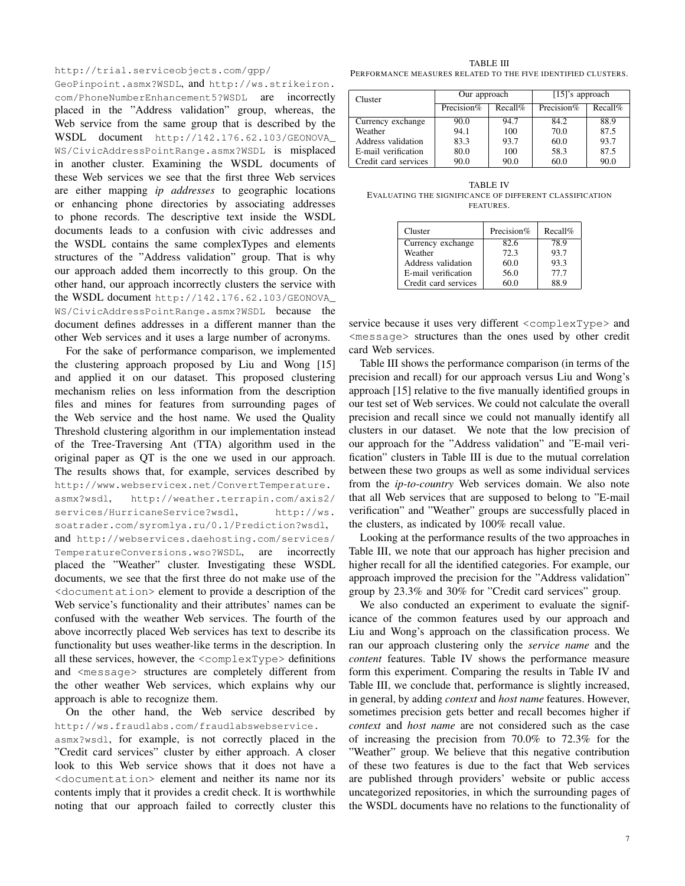http://trial.serviceobjects.com/gpp/GeoPinpoint.asmx?WSDL, and http://ws.strikeiron.com/PhoneNumberEnhancement5?WSDL are incorrectly placed in the "Address validation" group, whereas, the Web service from the same group that is described by the WSDL document http://142.176.62.103/GEONOVA_WS/CivicAddressPointRange.asmx?WSDL is misplaced in another cluster. Examining the WSDL documents of these Web services we see that the first three Web services are either mapping *ip addresses* to geographic locations or enhancing phone directories by associating addresses to phone records. The descriptive text inside the WSDL documents leads to a confusion with civic addresses and the WSDL contains the same complexTypes and elements structures of the "Address validation" group. That is why our approach added them incorrectly to this group. On the other hand, our approach incorrectly clusters the service with the WSDL document http://142.176.62.103/GEONOVA_WS/CivicAddressPointRange.asmx?WSDL because the document defines addresses in a different manner than the other Web services and it uses a large number of acronyms.

For the sake of performance comparison, we implemented the clustering approach proposed by Liu and Wong [15] and applied it on our dataset. This proposed clustering mechanism relies on less information from the description files and mines for features from surrounding pages of the Web service and the host name. We used the Quality Threshold clustering algorithm in our implementation instead of the Tree-Traversing Ant (TTA) algorithm used in the original paper as QT is the one we used in our approach. The results shows that, for example, services described by http://www.webservicex.net/ConvertTemperature.asmx?wsdl, http://weather.terrapin.com/axis2/services/HurricaneService?wsdl, http://ws.soatrader.com/syromlya.ru/0.1/Prediction?wsdl, and http://webservices.daehosting.com/services/TemperatureConversions.wso?WSDL, are incorrectly placed the "Weather" cluster. Investigating these WSDL documents, we see that the first three do not make use of the `<documentation>` element to provide a description of the Web service's functionality and their attributes' names can be confused with the weather Web services. The fourth of the above incorrectly placed Web services has text to describe its functionality but uses weather-like terms in the description. In all these services, however, the `<complexType>` definitions and `<message>` structures are completely different from the other weather Web services, which explains why our approach is able to recognize them.

On the other hand, the Web service described by http://ws.fraudlabs.com/fraudlabswebservice.asmx?wsdl, for example, is not correctly placed in the "Credit card services" cluster by either approach. A closer look to this Web service shows that it does not have a `<documentation>` element and neither its name nor its contents imply that it provides a credit check. It is worthwhile noting that our approach failed to correctly cluster this service because it uses very different `<complexType>` and `<message>` structures than the ones used by other credit card Web services.

TABLE III
PERFORMANCE MEASURES RELATED TO THE FIVE IDENTIFIED CLUSTERS.

| Cluster | Our approach | | [15]'s approach | |
|---|---|---|---|---|
| | Precision% | Recall% | Precision% | Recall% |
| Currency exchange | 90.0 | 94.7 | 84.2 | 88.9 |
| Weather | 94.1 | 100 | 70.0 | 87.5 |
| Address validation | 83.3 | 93.7 | 60.0 | 93.7 |
| E-mail verification | 80.0 | 100 | 58.3 | 87.5 |
| Credit card services | 90.0 | 90.0 | 60.0 | 90.0 |

TABLE IV
EVALUATING THE SIGNIFICANCE OF DIFFERENT CLASSIFICATION FEATURES.

| Cluster | Precision% | Recall% |
|---|---|---|
| Currency exchange | 82.6 | 78.9 |
| Weather | 72.3 | 93.7 |
| Address validation | 60.0 | 93.3 |
| E-mail verification | 56.0 | 77.7 |
| Credit card services | 60.0 | 88.9 |

Table III shows the performance comparison (in terms of the precision and recall) for our approach versus Liu and Wong's approach [15] relative to the five manually identified groups in our test set of Web services. We could not calculate the overall precision and recall since we could not manually identify all clusters in our dataset. We note that the low precision of our approach for the "Address validation" and "E-mail verification" clusters in Table III is due to the mutual correlation between these two groups as well as some individual services from the *ip-to-country* Web services domain. We also note that all Web services that are supposed to belong to "E-mail verification" and "Weather" groups are successfully placed in the clusters, as indicated by 100% recall value.

Looking at the performance results of the two approaches in Table III, we note that our approach has higher precision and higher recall for all the identified categories. For example, our approach improved the precision for the "Address validation" group by 23.3% and 30% for "Credit card services" group.

We also conducted an experiment to evaluate the significance of the common features used by our approach and Liu and Wong's approach on the classification process. We ran our approach clustering only the *service name* and the *content* features. Table IV shows the performance measure form this experiment. Comparing the results in Table IV and Table III, we conclude that, performance is slightly increased, in general, by adding *context* and *host name* features. However, sometimes precision gets better and recall becomes higher if *context* and *host name* are not considered such as the case of increasing the precision from 70.0% to 72.3% for the "Weather" group. We believe that this negative contribution of these two features is due to the fact that Web services are published through providers' website or public access uncategorized repositories, in which the surrounding pages of the WSDL documents have no relations to the functionality of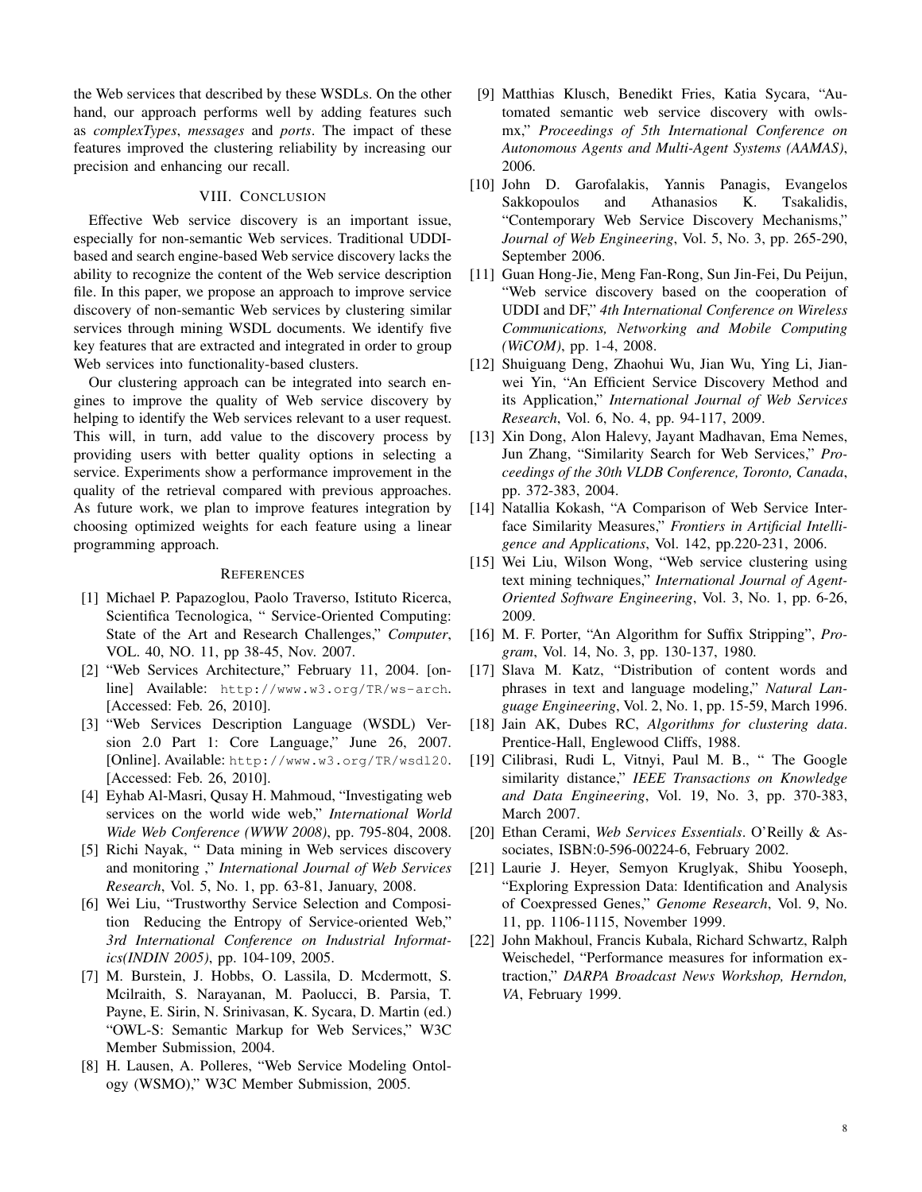the Web services that described by these WSDLs. On the other hand, our approach performs well by adding features such as *complexTypes*, *messages* and *ports*. The impact of these features improved the clustering reliability by increasing our precision and enhancing our recall.

## VIII. Conclusion

Effective Web service discovery is an important issue, especially for non-semantic Web services. Traditional UDDI-based and search engine-based Web service discovery lacks the ability to recognize the content of the Web service description file. In this paper, we propose an approach to improve service discovery of non-semantic Web services by clustering similar services through mining WSDL documents. We identify five key features that are extracted and integrated in order to group Web services into functionality-based clusters.

Our clustering approach can be integrated into search engines to improve the quality of Web service discovery by helping to identify the Web services relevant to a user request. This will, in turn, add value to the discovery process by providing users with better quality options in selecting a service. Experiments show a performance improvement in the quality of the retrieval compared with previous approaches. As future work, we plan to improve features integration by choosing optimized weights for each feature using a linear programming approach.

## References

[1] Michael P. Papazoglou, Paolo Traverso, Istituto Ricerca, Scientifica Tecnologica, " Service-Oriented Computing: State of the Art and Research Challenges," *Computer*, VOL. 40, NO. 11, pp 38-45, Nov. 2007.

[2] "Web Services Architecture," February 11, 2004. [online] Available: http://www.w3.org/TR/ws-arch. [Accessed: Feb. 26, 2010].

[3] "Web Services Description Language (WSDL) Version 2.0 Part 1: Core Language," June 26, 2007. [Online]. Available: http://www.w3.org/TR/wsdl20. [Accessed: Feb. 26, 2010].

[4] Eyhab Al-Masri, Qusay H. Mahmoud, "Investigating web services on the world wide web," *International World Wide Web Conference (WWW 2008)*, pp. 795-804, 2008.

[5] Richi Nayak, " Data mining in Web services discovery and monitoring ," *International Journal of Web Services Research*, Vol. 5, No. 1, pp. 63-81, January, 2008.

[6] Wei Liu, "Trustworthy Service Selection and Composition Reducing the Entropy of Service-oriented Web," *3rd International Conference on Industrial Informatics(INDIN 2005)*, pp. 104-109, 2005.

[7] M. Burstein, J. Hobbs, O. Lassila, D. Mcdermott, S. Mcilraith, S. Narayanan, M. Paolucci, B. Parsia, T. Payne, E. Sirin, N. Srinivasan, K. Sycara, D. Martin (ed.) "OWL-S: Semantic Markup for Web Services," W3C Member Submission, 2004.

[8] H. Lausen, A. Polleres, "Web Service Modeling Ontology (WSMO)," W3C Member Submission, 2005.

[9] Matthias Klusch, Benedikt Fries, Katia Sycara, "Automated semantic web service discovery with owls-mx," *Proceedings of 5th International Conference on Autonomous Agents and Multi-Agent Systems (AAMAS)*, 2006.

[10] John D. Garofalakis, Yannis Panagis, Evangelos Sakkopoulos and Athanasios K. Tsakalidis, "Contemporary Web Service Discovery Mechanisms," *Journal of Web Engineering*, Vol. 5, No. 3, pp. 265-290, September 2006.

[11] Guan Hong-Jie, Meng Fan-Rong, Sun Jin-Fei, Du Peijun, "Web service discovery based on the cooperation of UDDI and DF," *4th International Conference on Wireless Communications, Networking and Mobile Computing (WiCOM)*, pp. 1-4, 2008.

[12] Shuiguang Deng, Zhaohui Wu, Jian Wu, Ying Li, Jianwei Yin, "An Efficient Service Discovery Method and its Application," *International Journal of Web Services Research*, Vol. 6, No. 4, pp. 94-117, 2009.

[13] Xin Dong, Alon Halevy, Jayant Madhavan, Ema Nemes, Jun Zhang, "Similarity Search for Web Services," *Proceedings of the 30th VLDB Conference, Toronto, Canada*, pp. 372-383, 2004.

[14] Natallia Kokash, "A Comparison of Web Service Interface Similarity Measures," *Frontiers in Artificial Intelligence and Applications*, Vol. 142, pp.220-231, 2006.

[15] Wei Liu, Wilson Wong, "Web service clustering using text mining techniques," *International Journal of Agent-Oriented Software Engineering*, Vol. 3, No. 1, pp. 6-26, 2009.

[16] M. F. Porter, "An Algorithm for Suffix Stripping", *Program*, Vol. 14, No. 3, pp. 130-137, 1980.

[17] Slava M. Katz, "Distribution of content words and phrases in text and language modeling," *Natural Language Engineering*, Vol. 2, No. 1, pp. 15-59, March 1996.

[18] Jain AK, Dubes RC, *Algorithms for clustering data*. Prentice-Hall, Englewood Cliffs, 1988.

[19] Cilibrasi, Rudi L, Vitnyi, Paul M. B., " The Google similarity distance," *IEEE Transactions on Knowledge and Data Engineering*, Vol. 19, No. 3, pp. 370-383, March 2007.

[20] Ethan Cerami, *Web Services Essentials*. O'Reilly & Associates, ISBN:0-596-00224-6, February 2002.

[21] Laurie J. Heyer, Semyon Kruglyak, Shibu Yooseph, "Exploring Expression Data: Identification and Analysis of Coexpressed Genes," *Genome Research*, Vol. 9, No. 11, pp. 1106-1115, November 1999.

[22] John Makhoul, Francis Kubala, Richard Schwartz, Ralph Weischedel, "Performance measures for information extraction," *DARPA Broadcast News Workshop, Herndon, VA*, February 1999.